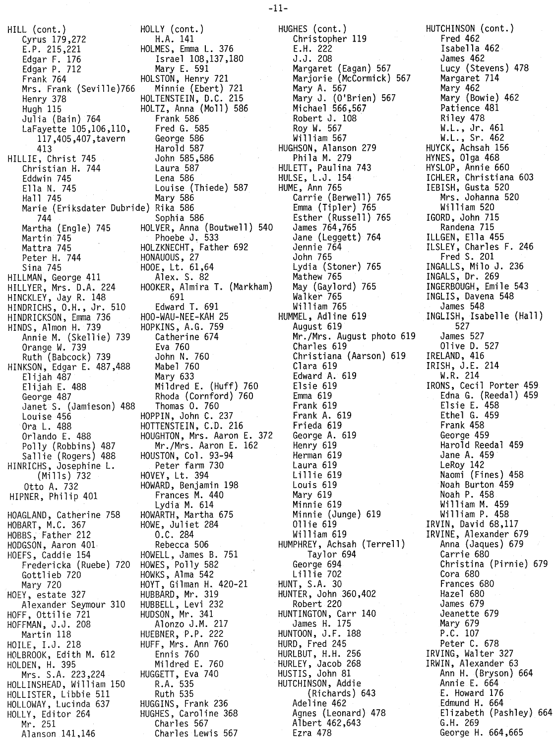HILL (cont.)
- Cyrus 179,272
- E.P. 215,221
- Edgar F. 176
- Edgar P. 712
- Frank 764
- Mrs. Frank (Seville)766
- Henry 378
- Hugh 115
- Julia (Bain) 764
- LaFayette 105,106,110, 117,405,407,tavern 413

HILLIE, Christ 745
- Christian H. 744
- Eddwin 745
- Ella N. 745
- Hall 745
- Marie (Eriksdater Dubride) 744
- Martha (Engle) 745
- Martin 745
- Mattra 745
- Peter H. 744
- Sina 745

HILLMAN, George 411
HILLYER, Mrs. D.A. 224
HINCKLEY, Jay R. 148
HINDRICHS, O.H., Jr. 510
HINDRICKSON, Emma 736
HINDS, Almon H. 739
- Annie M. (Skellie) 739
- Orange W. 739
- Ruth (Babcock) 739

HINKSON, Edgar E. 487,488
- Elijah 487
- Elijah E. 488
- George 487
- Janet S. (Jamieson) 488
- Louise 456
- Ora L. 488
- Orlando E. 488
- Polly (Robbins) 487
- Sallie (Rogers) 488

HINRICHS, Josephine L. (Mills) 732
- Otto A. 732

HIPNER, Philip 401

HOAGLAND, Catherine 758
HOBART, M.C. 367
HOBBS, Father 212
HODGSON, Aaron 401
HOEFS, Caddie 154
- Fredericka (Ruebe) 720
- Gottlieb 720
- Mary 720

HOEY, estate 327
- Alexander Seymour 310

HOFF, Ottilie 721
HOFFMAN, J.J. 208
- Martin 118

HOILE, I.J. 218
HOLBROOK, Edith M. 612
HOLDEN, H. 395
- Mrs. S.A. 223,224

HOLLINSHEAD, William 150
HOLLISTER, Libbie 511
HOLLOWAY, Lucinda 637
HOLLY, Editor 264
- Mr. 251
- Alanson 141,146

HOLLY (cont.)
- H.A. 141

HOLMES, Emma L. 376
- Israel 108,137,180
- Mary E. 591

HOLSTON, Henry 721
- Minnie (Ebert) 721

HOLTENSTEIN, D.C. 215
HOLTZ, Anna (Moll) 586
- Frank 586
- Fred G. 585
- George 586
- Harold 587
- John 585,586
- Laura 587
- Lena 586
- Louise (Thiede) 587
- Mary 586
- Rika 586
- Sophia 586

HOLVER, Anna (Boutwell) 540
- Phoebe J. 533

HOLZKNECHT, Father 692
HONAUOUS, 27
HOOE, Lt. 61,64
- Alex. S. 82

HOOKER, Almira T. (Markham) 691
- Edward T. 691

HOO-WAU-NEE-KAH 25
HOPKINS, A.G. 759
- Catherine 674
- Eva 760
- John N. 760
- Mabel 760
- Mary 633
- Mildred E. (Huff) 760
- Rhoda (Cornford) 760
- Thomas O. 760

HOPPIN, John C. 237
HOTTENSTEIN, C.D. 216
HOUGHTON, Mrs. Aaron E. 372
- Mr./Mrs. Aaron E. 162

HOUSTON, Col. 93-94
- Peter farm 730

HOVEY, Lt. 394
HOWARD, Benjamin 198
- Frances M. 440
- Lydia M. 614

HOWARTH, Martha 675
HOWE, Juliet 284
- O.C. 284
- Rebecca 506

HOWELL, James B. 751
HOWES, Polly 582
HOWKS, Alma 542
HOYT, Gilman H. 420-21
HUBBARD, Mr. 319
HUBBELL, Levi 232
HUDSON, Mr. 341
- Alonzo J.M. 217

HUEBNER, P.P. 222
HUFF, Mrs. Ann 760
- Ennis 760
- Mildred E. 760

HUGGETT, Eva 740
- R.A. 535
- Ruth 535

HUGGINS, Frank 236
HUGHES, Caroline 368
- Charles 567
- Charles Lewis 567

HUGHES (cont.)
- Christopher 119
- E.H. 222
- J.J. 208
- Margaret (Eagan) 567
- Marjorie (McCormick) 567
- Mary A. 567
- Mary J. (O'Brien) 567
- Michael 566,567
- Robert J. 108
- Roy W. 567
- William 567

HUGHSON, Alanson 279
- Phila M. 279

HULETT, Paulina 743
HULSE, L.J. 154
HUME, Ann 765
- Carrie (Berwell) 765
- Emma (Tipler) 765
- Esther (Russell) 765
- James 764,765
- Jane (Leggett) 764
- Jennie 764
- John 765
- Lydia (Stoner) 765
- Mathew 765
- May (Gaylord) 765
- Walker 765
- William 765

HUMMEL, Adline 619
- August 619
- Mr./Mrs. August photo 619
- Charles 619
- Christiana (Aarson) 619
- Clara 619
- Edward A. 619
- Elsie 619
- Emma 619
- Frank 619
- Frank A. 619
- Frieda 619
- George A. 619
- Henry 619
- Herman 619
- Laura 619
- Lillie 619
- Louis 619
- Mary 619
- Minnie 619
- Minnie (Junge) 619
- Ollie 619
- William 619

HUMPHREY, Achsah (Terrell) Taylor 694
- George 694
- Lillie 702

HUNT, S.A. 30
HUNTER, John 360,402
- Robert 220

HUNTINGTON, Carr 140
- James H. 175

HUNTOON, J.F. 188
HURD, Fred 245
HURLBUT, H.H. 256
HURLEY, Jacob 268
HUSTIS, John 81
HUTCHINSON, Addie (Richards) 643
- Adeline 462
- Agnes (Leonard) 478
- Albert 462,643
- Ezra 478

HUTCHINSON (cont.)
- Fred 462
- Isabella 462
- James 462
- Lucy (Stevens) 478
- Margaret 714
- Mary 462
- Mary (Bowie) 462
- Patience 481
- Riley 478
- W.L., Jr. 461
- W.L., Sr. 462

HUYCK, Achsah 156
HYNES, Olga 468
HYSLOP, Annie 660
ICHLER, Christiana 603
IEBISH, Gusta 520
- Mrs. Johanna 520
- William 520

IGORD, John 715
- Randena 715

ILLGEN, Ella 455
ILSLEY, Charles F. 246
- Fred S. 201

INGALLS, Milo J. 236
INGALS, Dr. 269
INGERBOUGH, Emile 543
INGLIS, Davena 548
- James 548

INGLISH, Isabelle (Hall) 527
- James 527
- Olive D. 527

IRELAND, 416
IRISH, J.E. 214
- W.R. 214

IRONS, Cecil Porter 459
- Edna G. (Reedal) 459
- Elsie E. 458
- Ethel G. 459
- Frank 458
- George 459
- Harold Reedal 459
- Jane A. 459
- LeRoy 142
- Naomi (Fines) 458
- Noah Burton 459
- Noah P. 458
- William M. 459
- William P. 458

IRVIN, David 68,117
IRVINE, Alexander 679
- Anna (Jaques) 679
- Carrie 680
- Christina (Pirnie) 679
- Cora 680
- Frances 680
- Hazel 680
- James 679
- Jeanette 679
- Mary 679
- P.C. 107
- Peter C. 678

IRVING, Walter 327
IRWIN, Alexander 63
- Ann H. (Bryson) 664
- Annie E. 664
- E. Howard 176
- Edmund H. 664
- Elizabeth (Pashley) 664
- G.H. 269
- George H. 664,665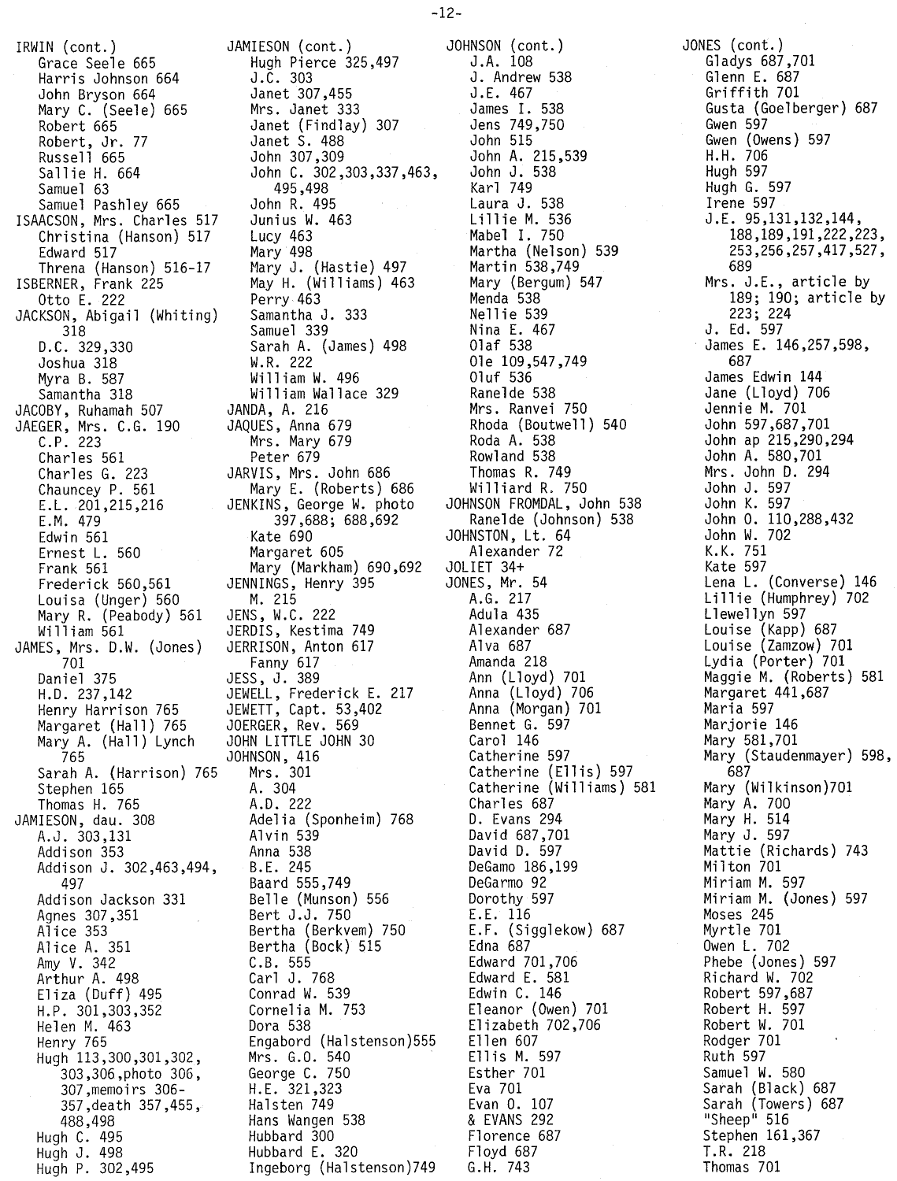IRWIN (cont.)
  Grace Seele 665
  Harris Johnson 664
  John Bryson 664
  Mary C. (Seele) 665
  Robert 665
  Robert, Jr. 77
  Russell 665
  Sallie H. 664
  Samuel 63
  Samuel Pashley 665
ISAACSON, Mrs. Charles 517
  Christina (Hanson) 517
  Edward 517
  Threna (Hanson) 516-17
ISBERNER, Frank 225
  Otto E. 222
JACKSON, Abigail (Whiting) 318
  D.C. 329,330
  Joshua 318
  Myra B. 587
  Samantha 318
JACOBY, Ruhamah 507
JAEGER, Mrs. C.G. 190
  C.P. 223
  Charles 561
  Charles G. 223
  Chauncey P. 561
  E.L. 201,215,216
  E.M. 479
  Edwin 561
  Ernest L. 560
  Frank 561
  Frederick 560,561
  Louisa (Unger) 560
  Mary R. (Peabody) 561
  William 561
JAMES, Mrs. D.W. (Jones) 701
  Daniel 375
  H.D. 237,142
  Henry Harrison 765
  Margaret (Hall) 765
  Mary A. (Hall) Lynch 765
  Sarah A. (Harrison) 765
  Stephen 165
  Thomas H. 765
JAMIESON, dau. 308
  A.J. 303,131
  Addison 353
  Addison J. 302,463,494, 497
  Addison Jackson 331
  Agnes 307,351
  Alice 353
  Alice A. 351
  Amy V. 342
  Arthur A. 498
  Eliza (Duff) 495
  H.P. 301,303,352
  Helen M. 463
  Henry 765
  Hugh 113,300,301,302, 303,306,photo 306, 307,memoirs 306-357,death 357,455, 488,498
  Hugh C. 495
  Hugh J. 498
  Hugh P. 302,495

JAMIESON (cont.)
  Hugh Pierce 325,497
  J.C. 303
  Janet 307,455
  Mrs. Janet 333
  Janet (Findlay) 307
  Janet S. 488
  John 307,309
  John C. 302,303,337,463, 495,498
  John R. 495
  Junius W. 463
  Lucy 463
  Mary 498
  Mary J. (Hastie) 497
  May H. (Williams) 463
  Perry 463
  Samantha J. 333
  Samuel 339
  Sarah A. (James) 498
  W.R. 222
  William W. 496
  William Wallace 329
JANDA, A. 216
JAQUES, Anna 679
  Mrs. Mary 679
  Peter 679
JARVIS, Mrs. John 686
  Mary E. (Roberts) 686
JENKINS, George W. photo 397,688; 688,692
  Kate 690
  Margaret 605
  Mary (Markham) 690,692
JENNINGS, Henry 395
  M. 215
JENS, W.C. 222
JERDIS, Kestima 749
JERRISON, Anton 617
  Fanny 617
JESS, J. 389
JEWELL, Frederick E. 217
JEWETT, Capt. 53,402
JOERGER, Rev. 569
JOHN LITTLE JOHN 30
JOHNSON, 416
  Mrs. 301
  A. 304
  A.D. 222
  Adelia (Sponheim) 768
  Alvin 539
  Anna 538
  B.E. 245
  Baard 555,749
  Belle (Munson) 556
  Bert J.J. 750
  Bertha (Berkvem) 750
  Bertha (Bock) 515
  C.B. 555
  Carl J. 768
  Conrad W. 539
  Cornelia M. 753
  Dora 538
  Engabord (Halstenson)555
  Mrs. G.O. 540
  George C. 750
  H.E. 321,323
  Halsten 749
  Hans Wangen 538
  Hubbard 300
  Hubbard E. 320
  Ingeborg (Halstenson)749

JOHNSON (cont.)
  J.A. 108
  J. Andrew 538
  J.E. 467
  James I. 538
  Jens 749,750
  John 515
  John A. 215,539
  John J. 538
  Karl 749
  Laura J. 538
  Lillie M. 536
  Mabel I. 750
  Martha (Nelson) 539
  Martin 538,749
  Mary (Bergum) 547
  Menda 538
  Nellie 539
  Nina E. 467
  Olaf 538
  Ole 109,547,749
  Oluf 536
  Ranelde 538
  Mrs. Ranvei 750
  Rhoda (Boutwell) 540
  Roda A. 538
  Rowland 538
  Thomas R. 749
  Williard R. 750
JOHNSON FROMDAL, John 538
  Ranelde (Johnson) 538
JOHNSTON, Lt. 64
  Alexander 72
JOLIET 34+
JONES, Mr. 54
  A.G. 217
  Adula 435
  Alexander 687
  Alva 687
  Amanda 218
  Ann (Lloyd) 701
  Anna (Lloyd) 706
  Anna (Morgan) 701
  Bennet G. 597
  Carol 146
  Catherine 597
  Catherine (Ellis) 597
  Catherine (Williams) 581
  Charles 687
  D. Evans 294
  David 687,701
  David D. 597
  DeGamo 186,199
  DeGarmo 92
  Dorothy 597
  E.E. 116
  E.F. (Sigglekow) 687
  Edna 687
  Edward 701,706
  Edward E. 581
  Edwin C. 146
  Eleanor (Owen) 701
  Elizabeth 702,706
  Ellen 607
  Ellis M. 597
  Esther 701
  Eva 701
  Evan O. 107
  & EVANS 292
  Florence 687
  Floyd 687
  G.H. 743

JONES (cont.)
  Gladys 687,701
  Glenn E. 687
  Griffith 701
  Gusta (Goelberger) 687
  Gwen 597
  Gwen (Owens) 597
  H.H. 706
  Hugh 597
  Hugh G. 597
  Irene 597
  J.E. 95,131,132,144, 188,189,191,222,223, 253,256,257,417,527, 689
  Mrs. J.E., article by 189; 190; article by 223; 224
  J. Ed. 597
  James E. 146,257,598, 687
  James Edwin 144
  Jane (Lloyd) 706
  Jennie M. 701
  John 597,687,701
  John ap 215,290,294
  John A. 580,701
  Mrs. John D. 294
  John J. 597
  John K. 597
  John O. 110,288,432
  John W. 702
  K.K. 751
  Kate 597
  Lena L. (Converse) 146
  Lillie (Humphrey) 702
  Llewellyn 597
  Louise (Kapp) 687
  Louise (Zamzow) 701
  Lydia (Porter) 701
  Maggie M. (Roberts) 581
  Margaret 441,687
  Maria 597
  Marjorie 146
  Mary 581,701
  Mary (Staudenmayer) 598, 687
  Mary (Wilkinson)701
  Mary A. 700
  Mary H. 514
  Mary J. 597
  Mattie (Richards) 743
  Milton 701
  Miriam M. 597
  Miriam M. (Jones) 597
  Moses 245
  Myrtle 701
  Owen L. 702
  Phebe (Jones) 597
  Richard W. 702
  Robert 597,687
  Robert H. 597
  Robert W. 701
  Rodger 701
  Ruth 597
  Samuel W. 580
  Sarah (Black) 687
  Sarah (Towers) 687
  "Sheep" 516
  Stephen 161,367
  T.R. 218
  Thomas 701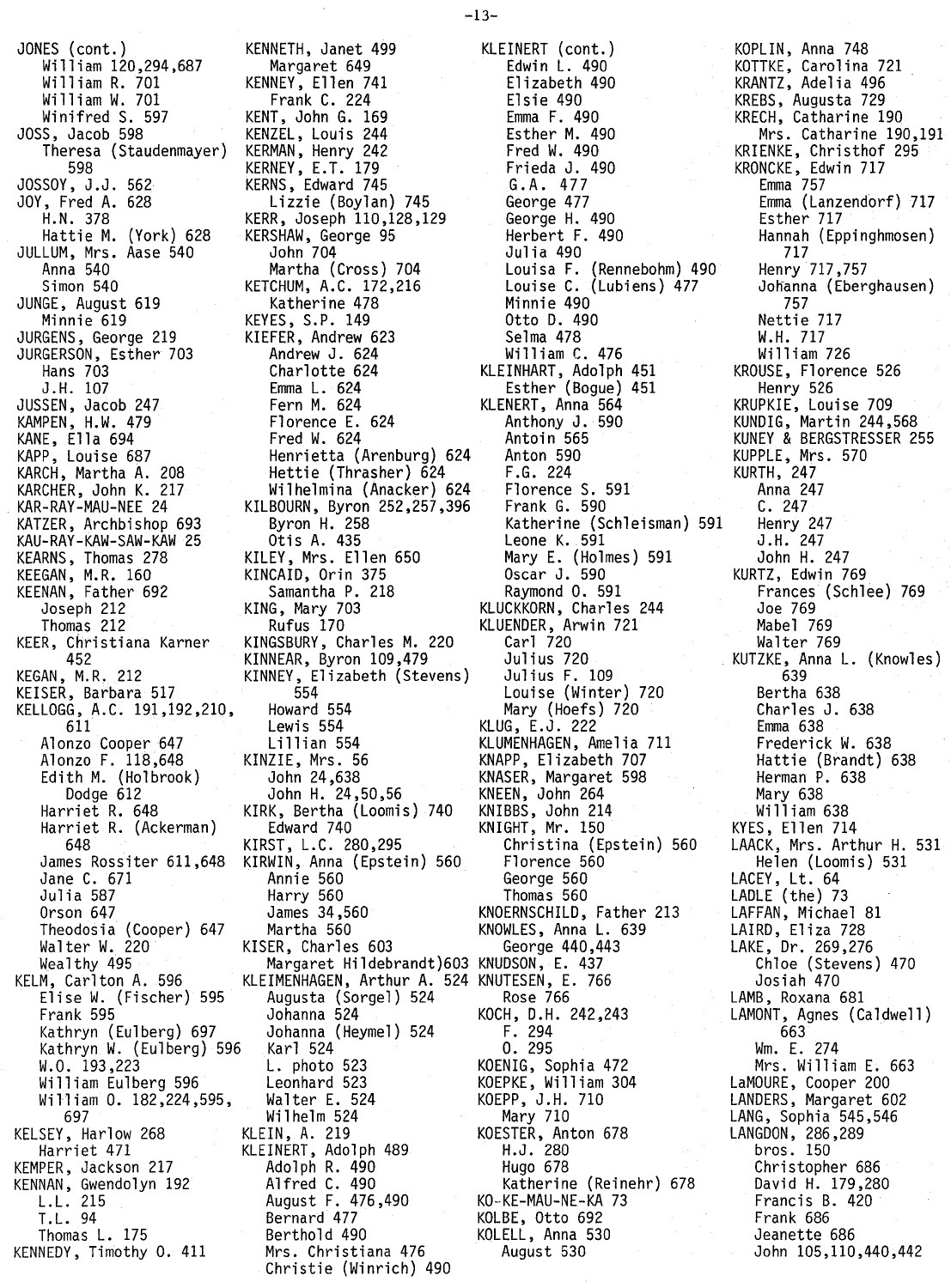JONES (cont.)
  William 120,294,687
  William R. 701
  William W. 701
  Winifred S. 597
JOSS, Jacob 598
  Theresa (Staudenmayer) 598
JOSSOY, J.J. 562
JOY, Fred A. 628
  H.N. 378
  Hattie M. (York) 628
JULLUM, Mrs. Aase 540
  Anna 540
  Simon 540
JUNGE, August 619
  Minnie 619
JURGENS, George 219
JURGERSON, Esther 703
  Hans 703
  J.H. 107
JUSSEN, Jacob 247
KAMPEN, H.W. 479
KANE, Ella 694
KAPP, Louise 687
KARCH, Martha A. 208
KARCHER, John K. 217
KAR-RAY-MAU-NEE 24
KATZER, Archbishop 693
KAU-RAY-KAW-SAW-KAW 25
KEARNS, Thomas 278
KEEGAN, M.R. 160
KEENAN, Father 692
  Joseph 212
  Thomas 212
KEER, Christiana Karner 452
KEGAN, M.R. 212
KEISER, Barbara 517
KELLOGG, A.C. 191,192,210, 611
  Alonzo Cooper 647
  Alonzo F. 118,648
  Edith M. (Holbrook) Dodge 612
  Harriet R. 648
  Harriet R. (Ackerman) 648
  James Rossiter 611,648
  Jane C. 671
  Julia 587
  Orson 647
  Theodosia (Cooper) 647
  Walter W. 220
  Wealthy 495
KELM, Carlton A. 596
  Elise W. (Fischer) 595
  Frank 595
  Kathryn (Eulberg) 697
  Kathryn W. (Eulberg) 596
  W.O. 193,223
  William Eulberg 596
  William O. 182,224,595, 697
KELSEY, Harlow 268
  Harriet 471
KEMPER, Jackson 217
KENNAN, Gwendolyn 192
  L.L. 215
  T.L. 94
  Thomas L. 175
KENNEDY, Timothy O. 411
KENNETH, Janet 499
  Margaret 649
KENNEY, Ellen 741
  Frank C. 224
KENT, John G. 169
KENZEL, Louis 244
KERMAN, Henry 242
KERNEY, E.T. 179
KERNS, Edward 745
  Lizzie (Boylan) 745
KERR, Joseph 110,128,129
KERSHAW, George 95
  John 704
  Martha (Cross) 704
KETCHUM, A.C. 172,216
  Katherine 478
KEYES, S.P. 149
KIEFER, Andrew 623
  Andrew J. 624
  Charlotte 624
  Emma L. 624
  Fern M. 624
  Florence E. 624
  Fred W. 624
  Henrietta (Arenburg) 624
  Hettie (Thrasher) 624
  Wilhelmina (Anacker) 624
KILBOURN, Byron 252,257,396
  Byron H. 258
  Otis A. 435
KILEY, Mrs. Ellen 650
KINCAID, Orin 375
  Samantha P. 218
KING, Mary 703
  Rufus 170
KINGSBURY, Charles M. 220
KINNEAR, Byron 109,479
KINNEY, Elizabeth (Stevens) 554
  Howard 554
  Lewis 554
  Lillian 554
KINZIE, Mrs. 56
  John 24,638
  John H. 24,50,56
KIRK, Bertha (Loomis) 740
  Edward 740
KIRST, L.C. 280,295
KIRWIN, Anna (Epstein) 560
  Annie 560
  Harry 560
  James 34,560
  Martha 560
KISER, Charles 603
  Margaret Hildebrandt)603
KLEIMENHAGEN, Arthur A. 524
  Augusta (Sorgel) 524
  Johanna 524
  Johanna (Heymel) 524
  Karl 524
  L. photo 523
  Leonhard 523
  Walter E. 524
  Wilhelm 524
KLEIN, A. 219
KLEINERT, Adolph 489
  Adolph R. 490
  Alfred C. 490
  August F. 476,490
  Bernard 477
  Berthold 490
  Mrs. Christiana 476
  Christie (Winrich) 490
KLEINERT (cont.)
  Edwin L. 490
  Elizabeth 490
  Elsie 490
  Emma F. 490
  Esther M. 490
  Fred W. 490
  Frieda J. 490
  G.A. 477
  George 477
  George H. 490
  Herbert F. 490
  Julia 490
  Louisa F. (Rennebohm) 490
  Louise C. (Lubiens) 477
  Minnie 490
  Otto D. 490
  Selma 478
  William C. 476
KLEINHART, Adolph 451
  Esther (Bogue) 451
KLENERT, Anna 564
  Anthony J. 590
  Antoin 565
  Anton 590
  F.G. 224
  Florence S. 591
  Frank G. 590
  Katherine (Schleisman) 591
  Leone K. 591
  Mary E. (Holmes) 591
  Oscar J. 590
  Raymond O. 591
KLUCKKORN, Charles 244
KLUENDER, Arwin 721
  Carl 720
  Julius 720
  Julius F. 109
  Louise (Winter) 720
  Mary (Hoefs) 720
KLUG, E.J. 222
KLUMENHAGEN, Amelia 711
KNAPP, Elizabeth 707
KNASER, Margaret 598
KNEEN, John 264
KNIBBS, John 214
KNIGHT, Mr. 150
  Christina (Epstein) 560
  Florence 560
  George 560
  Thomas 560
KNOERNSCHILD, Father 213
KNOWLES, Anna L. 639
  George 440,443
KNUDSON, E. 437
KNUTESEN, E. 766
  Rose 766
KOCH, D.H. 242,243
  F. 294
  O. 295
KOENIG, Sophia 472
KOEPKE, William 304
KOEPP, J.H. 710
  Mary 710
KOESTER, Anton 678
  H.J. 280
  Hugo 678
  Katherine (Reinehr) 678
KO-KE-MAU-NE-KA 73
KOLBE, Otto 692
KOLELL, Anna 530
  August 530
KOPLIN, Anna 748
KOTTKE, Carolina 721
KRANTZ, Adelia 496
KREBS, Augusta 729
KRECH, Catharine 190
  Mrs. Catharine 190,191
KRIENKE, Christhof 295
KRONCKE, Edwin 717
  Emma 757
  Emma (Lanzendorf) 717
  Esther 717
  Hannah (Eppinghmosen) 717
  Henry 717,757
  Johanna (Eberghausen) 757
  Nettie 717
  W.H. 717
  William 726
KROUSE, Florence 526
  Henry 526
KRUPKIE, Louise 709
KUNDIG, Martin 244,568
KUNEY & BERGSTRESSER 255
KUPPLE, Mrs. 570
KURTH, 247
  Anna 247
  C. 247
  Henry 247
  J.H. 247
  John H. 247
KURTZ, Edwin 769
  Frances (Schlee) 769
  Joe 769
  Mabel 769
  Walter 769
KUTZKE, Anna L. (Knowles) 639
  Bertha 638
  Charles J. 638
  Emma 638
  Frederick W. 638
  Hattie (Brandt) 638
  Herman P. 638
  Mary 638
  William 638
KYES, Ellen 714
LAACK, Mrs. Arthur H. 531
  Helen (Loomis) 531
LACEY, Lt. 64
LADLE (the) 73
LAFFAN, Michael 81
LAIRD, Eliza 728
LAKE, Dr. 269,276
  Chloe (Stevens) 470
  Josiah 470
LAMB, Roxana 681
LAMONT, Agnes (Caldwell) 663
  Wm. E. 274
  Mrs. William E. 663
LaMOURE, Cooper 200
LANDERS, Margaret 602
LANG, Sophia 545,546
LANGDON, 286,289
  bros. 150
  Christopher 686
  David H. 179,280
  Francis B. 420
  Frank 686
  Jeanette 686
  John 105,110,440,442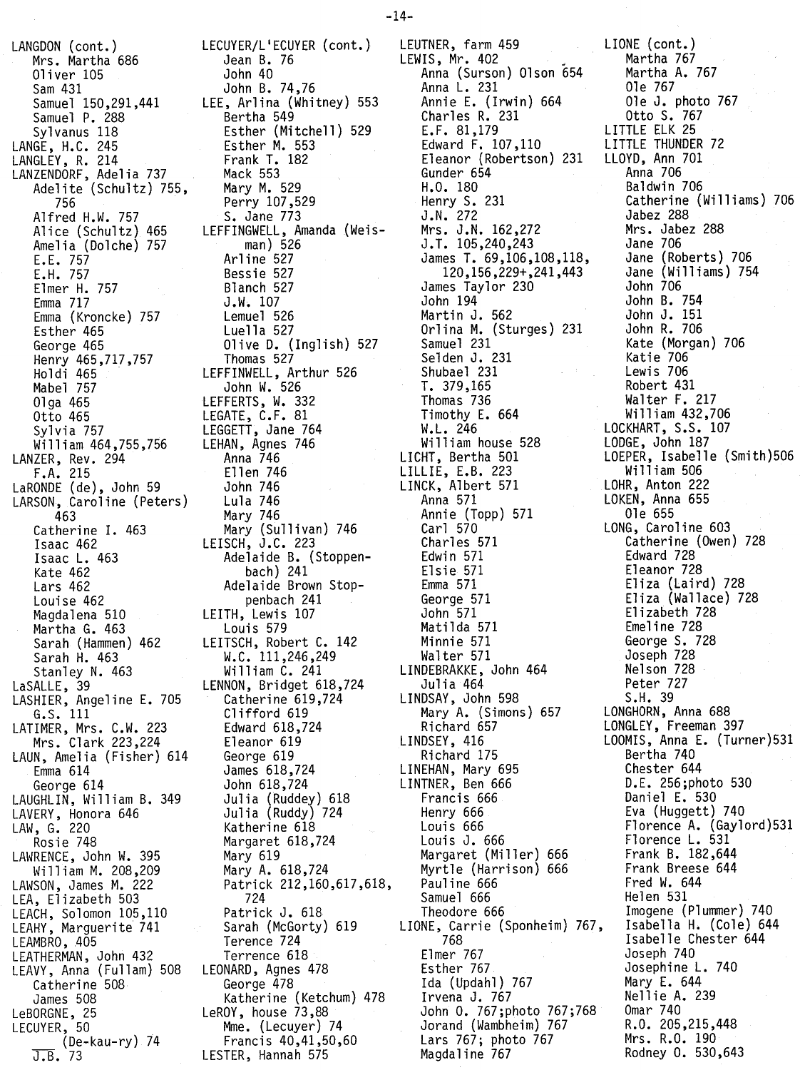LANGDON (cont.)
- Mrs. Martha 686
- Oliver 105
- Sam 431
- Samuel 150,291,441
- Samuel P. 288
- Sylvanus 118

LANGE, H.C. 245
LANGLEY, R. 214
LANZENDORF, Adelia 737
- Adelite (Schultz) 755, 756
- Alfred H.W. 757
- Alice (Schultz) 465
- Amelia (Dolche) 757
- E.E. 757
- E.H. 757
- Elmer H. 757
- Emma 717
- Emma (Kroncke) 757
- Esther 465
- George 465
- Henry 465,717,757
- Holdi 465
- Mabel 757
- Olga 465
- Otto 465
- Sylvia 757
- William 464,755,756

LANZER, Rev. 294
- F.A. 215

LaRONDE (de), John 59
LARSON, Caroline (Peters) 463
- Catherine I. 463
- Isaac 462
- Isaac L. 463
- Kate 462
- Lars 462
- Louise 462
- Magdalena 510
- Martha G. 463
- Sarah (Hammen) 462
- Sarah H. 463
- Stanley N. 463

LaSALLE, 39
LASHIER, Angeline E. 705
- G.S. 111

LATIMER, Mrs. C.W. 223
- Mrs. Clark 223,224

LAUN, Amelia (Fisher) 614
- Emma 614
- George 614

LAUGHLIN, William B. 349
LAVERY, Honora 646
LAW, G. 220
- Rosie 748

LAWRENCE, John W. 395
- William M. 208,209

LAWSON, James M. 222
LEA, Elizabeth 503
LEACH, Solomon 105,110
LEAHY, Marguerite 741
LEAMBRO, 405
LEATHERMAN, John 432
LEAVY, Anna (Fullam) 508
- Catherine 508
- James 508

LeBORGNE, 25
LECUYER, 50
- ___ (De-kau-ry) 74
- J.B. 73

LECUYER/L'ECUYER (cont.)
- Jean B. 76
- John 40
- John B. 74,76

LEE, Arlina (Whitney) 553
- Bertha 549
- Esther (Mitchell) 529
- Esther M. 553
- Frank T. 182
- Mack 553
- Mary M. 529
- Perry 107,529
- S. Jane 773

LEFFINGWELL, Amanda (Weisman) 526
- Arline 527
- Bessie 527
- Blanch 527
- J.W. 107
- Lemuel 526
- Luella 527
- Olive D. (Inglish) 527
- Thomas 527

LEFFINWELL, Arthur 526
- John W. 526

LEFFERTS, W. 332
LEGATE, C.F. 81
LEGGETT, Jane 764
LEHAN, Agnes 746
- Anna 746
- Ellen 746
- John 746
- Lula 746
- Mary 746
- Mary (Sullivan) 746

LEISCH, J.C. 223
- Adelaide B. (Stoppenbach) 241
- Adelaide Brown Stoppenbach 241

LEITH, Lewis 107
- Louis 579

LEITSCH, Robert C. 142
- W.C. 111,246,249
- William C. 241

LENNON, Bridget 618,724
- Catherine 619,724
- Clifford 619
- Edward 618,724
- Eleanor 619
- George 619
- James 618,724
- John 618,724
- Julia (Ruddey) 618
- Julia (Ruddy) 724
- Katherine 618
- Margaret 618,724
- Mary 619
- Mary A. 618,724
- Patrick 212,160,617,618, 724
- Patrick J. 618
- Sarah (McGorty) 619
- Terence 724
- Terrence 618

LEONARD, Agnes 478
- George 478
- Katherine (Ketchum) 478

LeROY, house 73,88
- Mme. (Lecuyer) 74
- Francis 40,41,50,60

LESTER, Hannah 575

LEUTNER, farm 459
LEWIS, Mr. 402
- Anna (Surson) Olson 654
- Anna L. 231
- Annie E. (Irwin) 664
- Charles R. 231
- E.F. 81,179
- Edward F. 107,110
- Eleanor (Robertson) 231
- Gunder 654
- H.O. 180
- Henry S. 231
- J.N. 272
- Mrs. J.N. 162,272
- J.T. 105,240,243
- James T. 69,106,108,118, 120,156,229+,241,443
- James Taylor 230
- John 194
- Martin J. 562
- Orlina M. (Sturges) 231
- Samuel 231
- Selden J. 231
- Shubael 231
- T. 379,165
- Thomas 736
- Timothy E. 664
- W.L. 246
- William house 528

LICHT, Bertha 501
LILLIE, E.B. 223
LINCK, Albert 571
- Anna 571
- Annie (Topp) 571
- Carl 570
- Charles 571
- Edwin 571
- Elsie 571
- Emma 571
- George 571
- John 571
- Matilda 571
- Minnie 571
- Walter 571

LINDEBRAKKE, John 464
- Julia 464

LINDSAY, John 598
- Mary A. (Simons) 657
- Richard 657

LINDSEY, 416
- Richard 175

LINEHAN, Mary 695
LINTNER, Ben 666
- Francis 666
- Henry 666
- Louis 666
- Louis J. 666
- Margaret (Miller) 666
- Myrtle (Harrison) 666
- Pauline 666
- Samuel 666
- Theodore 666

LIONE, Carrie (Sponheim) 767, 768
- Elmer 767
- Esther 767
- Ida (Updahl) 767
- Irvena J. 767
- John O. 767;photo 767;768
- Jorand (Wambheim) 767
- Lars 767; photo 767
- Magdaline 767

LIONE (cont.)
- Martha 767
- Martha A. 767
- Ole 767
- Ole J. photo 767
- Otto S. 767

LITTLE ELK 25
LITTLE THUNDER 72
LLOYD, Ann 701
- Anna 706
- Baldwin 706
- Catherine (Williams) 706
- Jabez 288
- Mrs. Jabez 288
- Jane 706
- Jane (Roberts) 706
- Jane (Williams) 754
- John 706
- John B. 754
- John J. 151
- John R. 706
- Kate (Morgan) 706
- Katie 706
- Lewis 706
- Robert 431
- Walter F. 217
- William 432,706

LOCKHART, S.S. 107
LODGE, John 187
LOEPER, Isabelle (Smith)506
- William 506

LOHR, Anton 222
LOKEN, Anna 655
- Ole 655

LONG, Caroline 603
- Catherine (Owen) 728
- Edward 728
- Eleanor 728
- Eliza (Laird) 728
- Eliza (Wallace) 728
- Elizabeth 728
- Emeline 728
- George S. 728
- Joseph 728
- Nelson 728
- Peter 727
- S.H. 39

LONGHORN, Anna 688
LONGLEY, Freeman 397
LOOMIS, Anna E. (Turner)531
- Bertha 740
- Chester 644
- D.E. 256;photo 530
- Daniel E. 530
- Eva (Huggett) 740
- Florence A. (Gaylord)531
- Florence L. 531
- Frank B. 182,644
- Frank Breese 644
- Fred W. 644
- Helen 531
- Imogene (Plummer) 740
- Isabella H. (Cole) 644
- Isabelle Chester 644
- Joseph 740
- Josephine L. 740
- Mary E. 644
- Nellie A. 239
- Omar 740
- R.O. 205,215,448
- Mrs. R.O. 190
- Rodney O. 530,643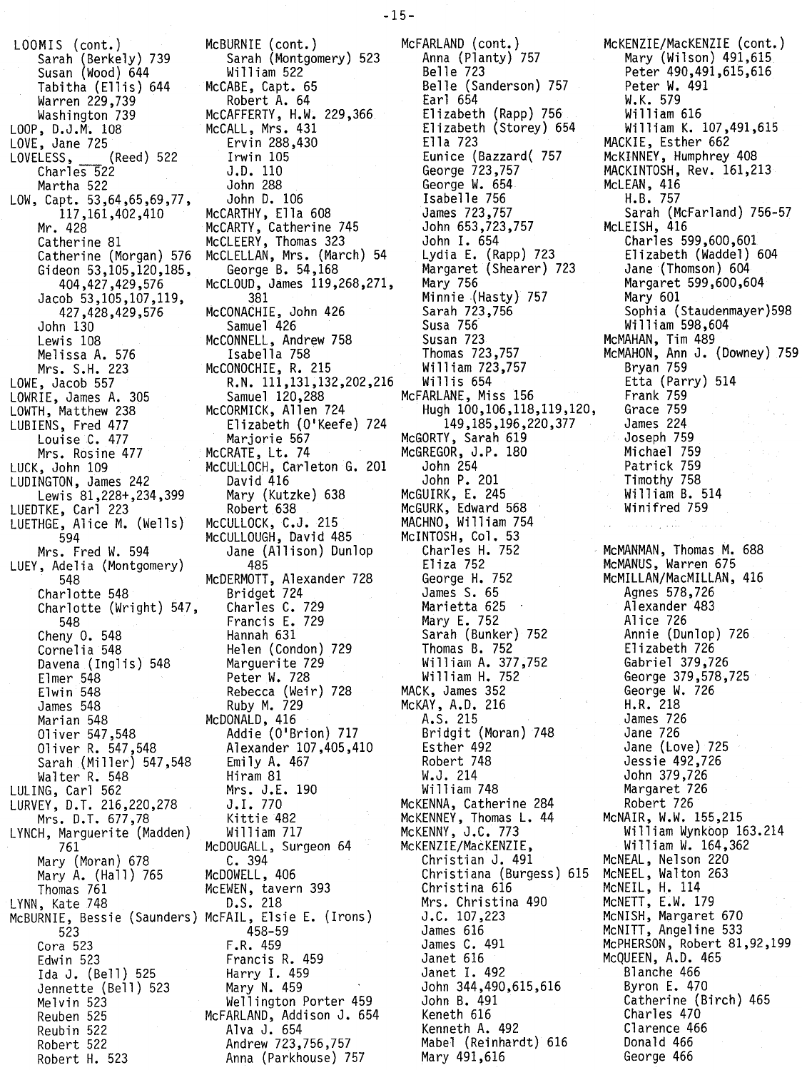LOOMIS (cont.)
    Sarah (Berkely) 739
    Susan (Wood) 644
    Tabitha (Ellis) 644
    Warren 229,739
    Washington 739
LOOP, D.J.M. 108
LOVE, Jane 725
LOVELESS, ___ (Reed) 522
    Charles 522
    Martha 522
LOW, Capt. 53,64,65,69,77,
        117,161,402,410
    Mr. 428
    Catherine 81
    Catherine (Morgan) 576
    Gideon 53,105,120,185,
        404,427,429,576
    Jacob 53,105,107,119,
        427,428,429,576
    John 130
    Lewis 108
    Melissa A. 576
    Mrs. S.H. 223
LOWE, Jacob 557
LOWRIE, James A. 305
LOWTH, Matthew 238
LUBIENS, Fred 477
    Louise C. 477
    Mrs. Rosine 477
LUCK, John 109
LUDINGTON, James 242
    Lewis 81,228+,234,399
LUEDTKE, Carl 223
LUETHGE, Alice M. (Wells)
        594
    Mrs. Fred W. 594
LUEY, Adelia (Montgomery)
        548
    Charlotte 548
    Charlotte (Wright) 547,
        548
    Cheny O. 548
    Cornelia 548
    Davena (Inglis) 548
    Elmer 548
    Elwin 548
    James 548
    Marian 548
    Oliver 547,548
    Oliver R. 547,548
    Sarah (Miller) 547,548
    Walter R. 548
LULING, Carl 562
LURVEY, D.T. 216,220,278
    Mrs. D.T. 677,78
LYNCH, Marguerite (Madden)
        761
    Mary (Moran) 678
    Mary A. (Hall) 765
    Thomas 761
LYNN, Kate 748
McBURNIE, Bessie (Saunders)
        523
    Cora 523
    Edwin 523
    Ida J. (Bell) 525
    Jennette (Bell) 523
    Melvin 523
    Reuben 525
    Reubin 522
    Robert 522
    Robert H. 523

McBURNIE (cont.)
    Sarah (Montgomery) 523
    William 522
McCABE, Capt. 65
    Robert A. 64
McCAFFERTY, H.W. 229,366
McCALL, Mrs. 431
    Ervin 288,430
    Irwin 105
    J.D. 110
    John 288
    John D. 106
McCARTHY, Ella 608
McCARTY, Catherine 745
McCLEERY, Thomas 323
McCLELLAN, Mrs. (March) 54
    George B. 54,168
McCLOUD, James 119,268,271,
        381
McCONACHIE, John 426
    Samuel 426
McCONNELL, Andrew 758
    Isabella 758
McCONOCHIE, R. 215
    R.N. 111,131,132,202,216
    Samuel 120,288
McCORMICK, Allen 724
    Elizabeth (O'Keefe) 724
    Marjorie 567
McCRATE, Lt. 74
McCULLOCH, Carleton G. 201
    David 416
    Mary (Kutzke) 638
    Robert 638
McCULLOCK, C.J. 215
McCULLOUGH, David 485
    Jane (Allison) Dunlop
        485
McDERMOTT, Alexander 728
    Bridget 724
    Charles C. 729
    Francis E. 729
    Hannah 631
    Helen (Condon) 729
    Marguerite 729
    Peter W. 728
    Rebecca (Weir) 728
    Ruby M. 729
McDONALD, 416
    Addie (O'Brion) 717
    Alexander 107,405,410
    Emily A. 467
    Hiram 81
    Mrs. J.E. 190
    J.I. 770
    Kittie 482
    William 717
McDOUGALL, Surgeon 64
    C. 394
McDOWELL, 406
McEWEN, tavern 393
    D.S. 218
McFAIL, Elsie E. (Irons)
        458-59
    F.R. 459
    Francis R. 459
    Harry I. 459
    Mary N. 459
    Wellington Porter 459
McFARLAND, Addison J. 654
    Alva J. 654
    Andrew 723,756,757
    Anna (Parkhouse) 757

McFARLAND (cont.)
    Anna (Planty) 757
    Belle 723
    Belle (Sanderson) 757
    Earl 654
    Elizabeth (Rapp) 756
    Elizabeth (Storey) 654
    Ella 723
    Eunice (Bazzard( 757
    George 723,757
    George W. 654
    Isabelle 756
    James 723,757
    John 653,723,757
    John I. 654
    Lydia E. (Rapp) 723
    Margaret (Shearer) 723
    Mary 756
    Minnie (Hasty) 757
    Sarah 723,756
    Susa 756
    Susan 723
    Thomas 723,757
    William 723,757
    Willis 654
McFARLANE, Miss 156
    Hugh 100,106,118,119,120,
        149,185,196,220,377
McGORTY, Sarah 619
McGREGOR, J.P. 180
    John 254
    John P. 201
McGUIRK, E. 245
McGURK, Edward 568
MACHNO, William 754
McINTOSH, Col. 53
    Charles H. 752
    Eliza 752
    George H. 752
    James S. 65
    Marietta 625
    Mary E. 752
    Sarah (Bunker) 752
    Thomas B. 752
    William A. 377,752
    William H. 752
MACK, James 352
McKAY, A.D. 216
    A.S. 215
    Bridgit (Moran) 748
    Esther 492
    Robert 748
    W.J. 214
    William 748
McKENNA, Catherine 284
McKENNEY, Thomas L. 44
McKENNY, J.C. 773
McKENZIE/MacKENZIE,
    Christian J. 491
    Christiana (Burgess) 615
    Christina 616
    Mrs. Christina 490
    J.C. 107,223
    James 616
    James C. 491
    Janet 616
    Janet I. 492
    John 344,490,615,616
    John B. 491
    Keneth 616
    Kenneth A. 492
    Mabel (Reinhardt) 616
    Mary 491,616

McKENZIE/MacKENZIE (cont.)
    Mary (Wilson) 491,615
    Peter 490,491,615,616
    Peter W. 491
    W.K. 579
    William 616
    William K. 107,491,615
MACKIE, Esther 662
McKINNEY, Humphrey 408
MACKINTOSH, Rev. 161,213
McLEAN, 416
    H.B. 757
    Sarah (McFarland) 756-57
McLEISH, 416
    Charles 599,600,601
    Elizabeth (Waddel) 604
    Jane (Thomson) 604
    Margaret 599,600,604
    Mary 601
    Sophia (Staudenmayer)598
    William 598,604
McMAHAN, Tim 489
McMAHON, Ann J. (Downey) 759
    Bryan 759
    Etta (Parry) 514
    Frank 759
    Grace 759
    James 224
    Joseph 759
    Michael 759
    Patrick 759
    Timothy 758
    William B. 514
    Winifred 759
McMANMAN, Thomas M. 688
McMANUS, Warren 675
McMILLAN/MacMILLAN, 416
    Agnes 578,726
    Alexander 483
    Alice 726
    Annie (Dunlop) 726
    Elizabeth 726
    Gabriel 379,726
    George 379,578,725
    George W. 726
    H.R. 218
    James 726
    Jane 726
    Jane (Love) 725
    Jessie 492,726
    John 379,726
    Margaret 726
    Robert 726
McNAIR, W.W. 155,215
    William Wynkoop 163.214
    William W. 164,362
McNEAL, Nelson 220
McNEEL, Walton 263
McNEIL, H. 114
McNETT, E.W. 179
McNISH, Margaret 670
McNITT, Angeline 533
McPHERSON, Robert 81,92,199
McQUEEN, A.D. 465
    Blanche 466
    Byron E. 470
    Catherine (Birch) 465
    Charles 470
    Clarence 466
    Donald 466
    George 466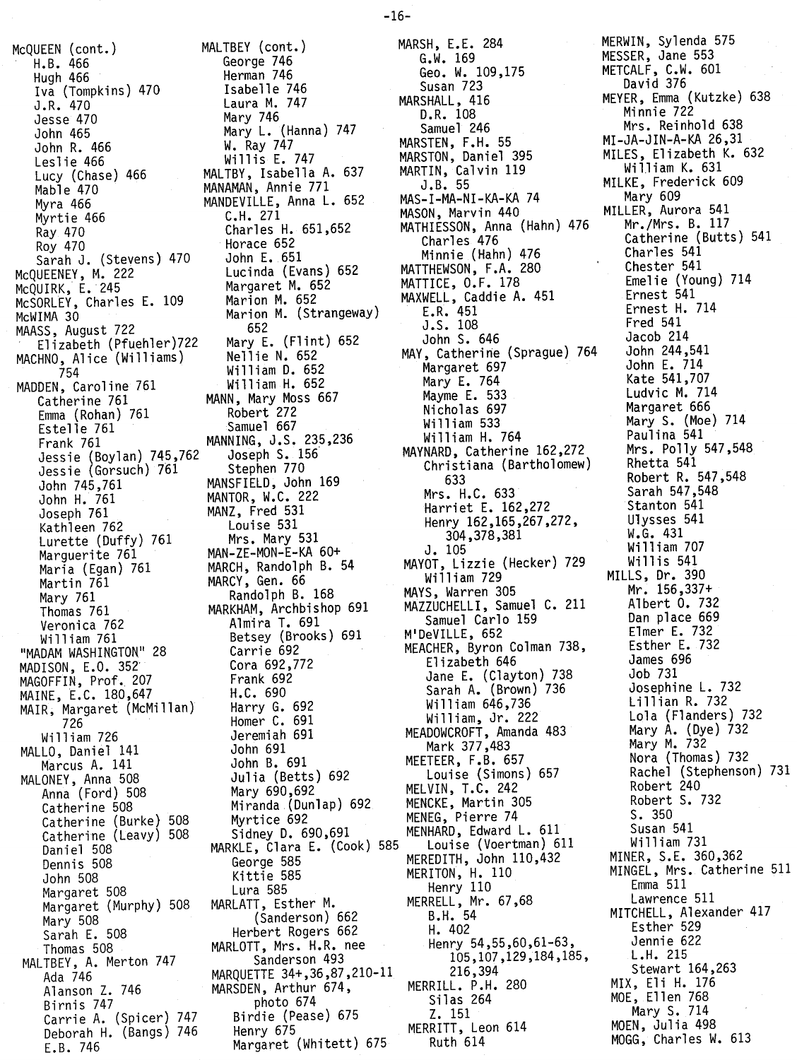McQUEEN (cont.)
- H.B. 466
- Hugh 466
- Iva (Tompkins) 470
- J.R. 470
- Jesse 470
- John 465
- John R. 466
- Leslie 466
- Lucy (Chase) 466
- Mable 470
- Myra 466
- Myrtie 466
- Ray 470
- Roy 470
- Sarah J. (Stevens) 470

McQUEENEY, M. 222
McQUIRK, E. 245
McSORLEY, Charles E. 109
McWIMA 30
MAASS, August 722
- Elizabeth (Pfuehler) 722

MACHNO, Alice (Williams) 754
MADDEN, Caroline 761
- Catherine 761
- Emma (Rohan) 761
- Estelle 761
- Frank 761
- Jessie (Boylan) 745,762
- Jessie (Gorsuch) 761
- John 745,761
- John H. 761
- Joseph 761
- Kathleen 762
- Lurette (Duffy) 761
- Marguerite 761
- Maria (Egan) 761
- Martin 761
- Mary 761
- Thomas 761
- Veronica 762
- William 761

"MADAM WASHINGTON" 28
MADISON, E.O. 352
MAGOFFIN, Prof. 207
MAINE, E.C. 180,647
MAIR, Margaret (McMillan) 726
- William 726

MALLO, Daniel 141
- Marcus A. 141

MALONEY, Anna 508
- Anna (Ford) 508
- Catherine 508
- Catherine (Burke) 508
- Catherine (Leavy) 508
- Daniel 508
- Dennis 508
- John 508
- Margaret 508
- Margaret (Murphy) 508
- Mary 508
- Sarah E. 508
- Thomas 508

MALTBEY, A. Merton 747
- Ada 746
- Alanson Z. 746
- Birnis 747
- Carrie A. (Spicer) 747
- Deborah H. (Bangs) 746
- E.B. 746

MALTBEY (cont.)
- George 746
- Herman 746
- Isabelle 746
- Laura M. 747
- Mary 746
- Mary L. (Hanna) 747
- W. Ray 747
- Willis E. 747

MALTBY, Isabella A. 637
MANAMAN, Annie 771
MANDEVILLE, Anna L. 652
- C.H. 271
- Charles H. 651,652
- Horace 652
- John E. 651
- Lucinda (Evans) 652
- Margaret M. 652
- Marion M. 652
- Marion M. (Strangeway) 652
- Mary E. (Flint) 652
- Nellie N. 652
- William D. 652
- William H. 652

MANN, Mary Moss 667
- Robert 272
- Samuel 667

MANNING, J.S. 235,236
- Joseph S. 156
- Stephen 770

MANSFIELD, John 169
MANTOR, W.C. 222
MANZ, Fred 531
- Louise 531
- Mrs. Mary 531

MAN-ZE-MON-E-KA 60+
MARCH, Randolph B. 54
MARCY, Gen. 66
- Randolph B. 168

MARKHAM, Archbishop 691
- Almira T. 691
- Betsey (Brooks) 691
- Carrie 692
- Cora 692,772
- Frank 692
- H.C. 690
- Harry G. 692
- Homer C. 691
- Jeremiah 691
- John 691
- John B. 691
- Julia (Betts) 692
- Mary 690,692
- Miranda (Dunlap) 692
- Myrtice 692
- Sidney D. 690,691

MARKLE, Clara E. (Cook) 585
- George 585
- Kittie 585
- Lura 585

MARLATT, Esther M. (Sanderson) 662
- Herbert Rogers 662

MARLOTT, Mrs. H.R. nee Sanderson 493
MARQUETTE 34+,36,87,210-11
MARSDEN, Arthur 674, photo 674
- Birdie (Pease) 675
- Henry 675
- Margaret (Whitett) 675

MARSH, E.E. 284
- G.W. 169
- Geo. W. 109,175
- Susan 723

MARSHALL, 416
- D.R. 108
- Samuel 246

MARSTEN, F.H. 55
MARSTON, Daniel 395
MARTIN, Calvin 119
- J.B. 55

MAS-I-MA-NI-KA-KA 74
MASON, Marvin 440
MATHIESSON, Anna (Hahn) 476
- Charles 476
- Minnie (Hahn) 476

MATTHEWSON, F.A. 280
MATTICE, O.F. 178
MAXWELL, Caddie A. 451
- E.R. 451
- J.S. 108
- John S. 646

MAY, Catherine (Sprague) 764
- Margaret 697
- Mary E. 764
- Mayme E. 533
- Nicholas 697
- William 533
- William H. 764

MAYNARD, Catherine 162,272
- Christiana (Bartholomew) 633
- Mrs. H.C. 633
- Harriet E. 162,272
- Henry 162,165,267,272, 304,378,381
- J. 105

MAYOT, Lizzie (Hecker) 729
- William 729

MAYS, Warren 305
MAZZUCHELLI, Samuel C. 211
- Samuel Carlo 159

M'DeVILLE, 652
MEACHER, Byron Colman 738,
- Elizabeth 646
- Jane E. (Clayton) 738
- Sarah A. (Brown) 736
- William 646,736
- William, Jr. 222

MEADOWCROFT, Amanda 483
- Mark 377,483

MEETEER, F.B. 657
- Louise (Simons) 657

MELVIN, T.C. 242
MENCKE, Martin 305
MENEG, Pierre 74
MENHARD, Edward L. 611
- Louise (Voertman) 611

MEREDITH, John 110,432
MERITON, H. 110
- Henry 110

MERRELL, Mr. 67,68
- B.H. 54
- H. 402
- Henry 54,55,60,61-63, 105,107,129,184,185, 216,394

MERRILL. P.H. 280
- Silas 264
- Z. 151

MERRITT, Leon 614
- Ruth 614

MERWIN, Sylenda 575
MESSER, Jane 553
METCALF, C.W. 601
- David 376

MEYER, Emma (Kutzke) 638
- Minnie 722
- Mrs. Reinhold 638

MI-JA-JIN-A-KA 26,31
MILES, Elizabeth K. 632
- William K. 631

MILKE, Frederick 609
- Mary 609

MILLER, Aurora 541
- Mr./Mrs. B. 117
- Catherine (Butts) 541
- Charles 541
- Chester 541
- Emelie (Young) 714
- Ernest 541
- Ernest H. 714
- Fred 541
- Jacob 214
- John 244,541
- John E. 714
- Kate 541,707
- Ludvic M. 714
- Margaret 666
- Mary S. (Moe) 714
- Paulina 541
- Mrs. Polly 547,548
- Rhetta 541
- Robert R. 547,548
- Sarah 547,548
- Stanton 541
- Ulysses 541
- W.G. 431
- William 707
- Willis 541

MILLS, Dr. 390
- Mr. 156,337+
- Albert O. 732
- Dan place 669
- Elmer E. 732
- Esther E. 732
- James 696
- Job 731
- Josephine L. 732
- Lillian R. 732
- Lola (Flanders) 732
- Mary A. (Dye) 732
- Mary M. 732
- Nora (Thomas) 732
- Rachel (Stephenson) 731
- Robert 240
- Robert S. 732
- S. 350
- Susan 541
- William 731

MINER, S.E. 360,362
MINGEL, Mrs. Catherine 511
- Emma 511
- Lawrence 511

MITCHELL, Alexander 417
- Esther 529
- Jennie 622
- L.H. 215
- Stewart 164,263

MIX, Eli H. 176
MOE, Ellen 768
- Mary S. 714

MOEN, Julia 498
MOGG, Charles W. 613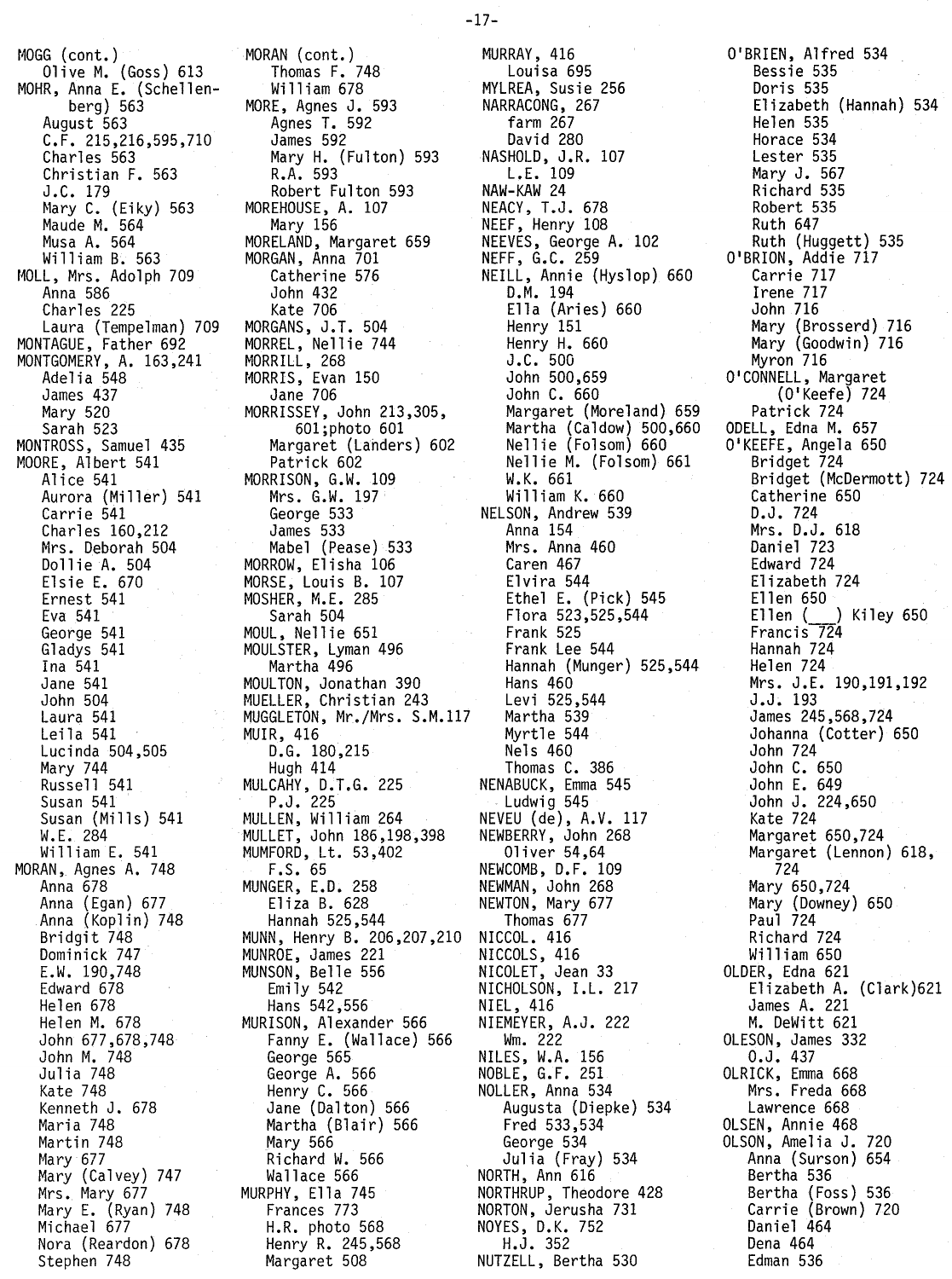MOGG (cont.)
  Olive M. (Goss) 613
MOHR, Anna E. (Schellenberg) 563
  August 563
  C.F. 215,216,595,710
  Charles 563
  Christian F. 563
  J.C. 179
  Mary C. (Eiky) 563
  Maude M. 564
  Musa A. 564
  William B. 563
MOLL, Mrs. Adolph 709
  Anna 586
  Charles 225
  Laura (Tempelman) 709
MONTAGUE, Father 692
MONTGOMERY, A. 163,241
  Adelia 548
  James 437
  Mary 520
  Sarah 523
MONTROSS, Samuel 435
MOORE, Albert 541
  Alice 541
  Aurora (Miller) 541
  Carrie 541
  Charles 160,212
  Mrs. Deborah 504
  Dollie A. 504
  Elsie E. 670
  Ernest 541
  Eva 541
  George 541
  Gladys 541
  Ina 541
  Jane 541
  John 504
  Laura 541
  Leila 541
  Lucinda 504,505
  Mary 744
  Russell 541
  Susan 541
  Susan (Mills) 541
  W.E. 284
  William E. 541
MORAN, Agnes A. 748
  Anna 678
  Anna (Egan) 677
  Anna (Koplin) 748
  Bridgit 748
  Dominick 747
  E.W. 190,748
  Edward 678
  Helen 678
  Helen M. 678
  John 677,678,748
  John M. 748
  Julia 748
  Kate 748
  Kenneth J. 678
  Maria 748
  Martin 748
  Mary 677
  Mary (Calvey) 747
  Mrs. Mary 677
  Mary E. (Ryan) 748
  Michael 677
  Nora (Reardon) 678
  Stephen 748

MORAN (cont.)
  Thomas F. 748
  William 678
MORE, Agnes J. 593
  Agnes T. 592
  James 592
  Mary H. (Fulton) 593
  R.A. 593
  Robert Fulton 593
MOREHOUSE, A. 107
  Mary 156
MORELAND, Margaret 659
MORGAN, Anna 701
  Catherine 576
  John 432
  Kate 706
MORGANS, J.T. 504
MORREL, Nellie 744
MORRILL, 268
MORRIS, Evan 150
  Jane 706
MORRISSEY, John 213,305,
  601;photo 601
  Margaret (Landers) 602
  Patrick 602
MORRISON, G.W. 109
  Mrs. G.W. 197
  George 533
  James 533
  Mabel (Pease) 533
MORROW, Elisha 106
MORSE, Louis B. 107
MOSHER, M.E. 285
  Sarah 504
MOUL, Nellie 651
MOULSTER, Lyman 496
  Martha 496
MOULTON, Jonathan 390
MUELLER, Christian 243
MUGGLETON, Mr./Mrs. S.M.117
MUIR, 416
  D.G. 180,215
  Hugh 414
MULCAHY, D.T.G. 225
  P.J. 225
MULLEN, William 264
MULLET, John 186,198,398
MUMFORD, Lt. 53,402
  F.S. 65
MUNGER, E.D. 258
  Eliza B. 628
  Hannah 525,544
MUNN, Henry B. 206,207,210
MUNROE, James 221
MUNSON, Belle 556
  Emily 542
  Hans 542,556
MURISON, Alexander 566
  Fanny E. (Wallace) 566
  George 565
  George A. 566
  Henry C. 566
  Jane (Dalton) 566
  Martha (Blair) 566
  Mary 566
  Richard W. 566
  Wallace 566
MURPHY, Ella 745
  Frances 773
  H.R. photo 568
  Henry R. 245,568
  Margaret 508

MURRAY, 416
  Louisa 695
MYLREA, Susie 256
NARRACONG, 267
  farm 267
  David 280
NASHOLD, J.R. 107
  L.E. 109
NAW-KAW 24
NEACY, T.J. 678
NEEF, Henry 108
NEEVES, George A. 102
NEFF, G.C. 259
NEILL, Annie (Hyslop) 660
  D.M. 194
  Ella (Aries) 660
  Henry 151
  Henry H. 660
  J.C. 500
  John 500,659
  John C. 660
  Margaret (Moreland) 659
  Martha (Caldow) 500,660
  Nellie (Folsom) 660
  Nellie M. (Folsom) 661
  W.K. 661
  William K. 660
NELSON, Andrew 539
  Anna 154
  Mrs. Anna 460
  Caren 467
  Elvira 544
  Ethel E. (Pick) 545
  Flora 523,525,544
  Frank 525
  Frank Lee 544
  Hannah (Munger) 525,544
  Hans 460
  Levi 525,544
  Martha 539
  Myrtle 544
  Nels 460
  Thomas C. 386
NENABUCK, Emma 545
  Ludwig 545
NEVEU (de), A.V. 117
NEWBERRY, John 268
  Oliver 54,64
NEWCOMB, D.F. 109
NEWMAN, John 268
NEWTON, Mary 677
  Thomas 677
NICCOL. 416
NICCOLS, 416
NICOLET, Jean 33
NICHOLSON, I.L. 217
NIEL, 416
NIEMEYER, A.J. 222
  Wm. 222
NILES, W.A. 156
NOBLE, G.F. 251
NOLLER, Anna 534
  Augusta (Diepke) 534
  Fred 533,534
  George 534
  Julia (Fray) 534
NORTH, Ann 616
NORTHRUP, Theodore 428
NORTON, Jerusha 731
NOYES, D.K. 752
  H.J. 352
NUTZELL, Bertha 530

O'BRIEN, Alfred 534
  Bessie 535
  Doris 535
  Elizabeth (Hannah) 534
  Helen 535
  Horace 534
  Lester 535
  Mary J. 567
  Richard 535
  Robert 535
  Ruth 647
  Ruth (Huggett) 535
O'BRION, Addie 717
  Carrie 717
  Irene 717
  John 716
  Mary (Brosserd) 716
  Mary (Goodwin) 716
  Myron 716
O'CONNELL, Margaret
  (O'Keefe) 724
  Patrick 724
ODELL, Edna M. 657
O'KEEFE, Angela 650
  Bridget 724
  Bridget (McDermott) 724
  Catherine 650
  D.J. 724
  Mrs. D.J. 618
  Daniel 723
  Edward 724
  Elizabeth 724
  Ellen 650
  Ellen (___) Kiley 650
  Francis 724
  Hannah 724
  Helen 724
  Mrs. J.E. 190,191,192
  J.J. 193
  James 245,568,724
  Johanna (Cotter) 650
  John 724
  John C. 650
  John E. 649
  John J. 224,650
  Kate 724
  Margaret 650,724
  Margaret (Lennon) 618,
  724
  Mary 650,724
  Mary (Downey) 650
  Paul 724
  Richard 724
  William 650
OLDER, Edna 621
  Elizabeth A. (Clark)621
  James A. 221
  M. DeWitt 621
OLESON, James 332
  O.J. 437
OLRICK, Emma 668
  Mrs. Freda 668
  Lawrence 668
OLSEN, Annie 468
OLSON, Amelia J. 720
  Anna (Surson) 654
  Bertha 536
  Bertha (Foss) 536
  Carrie (Brown) 720
  Daniel 464
  Dena 464
  Edman 536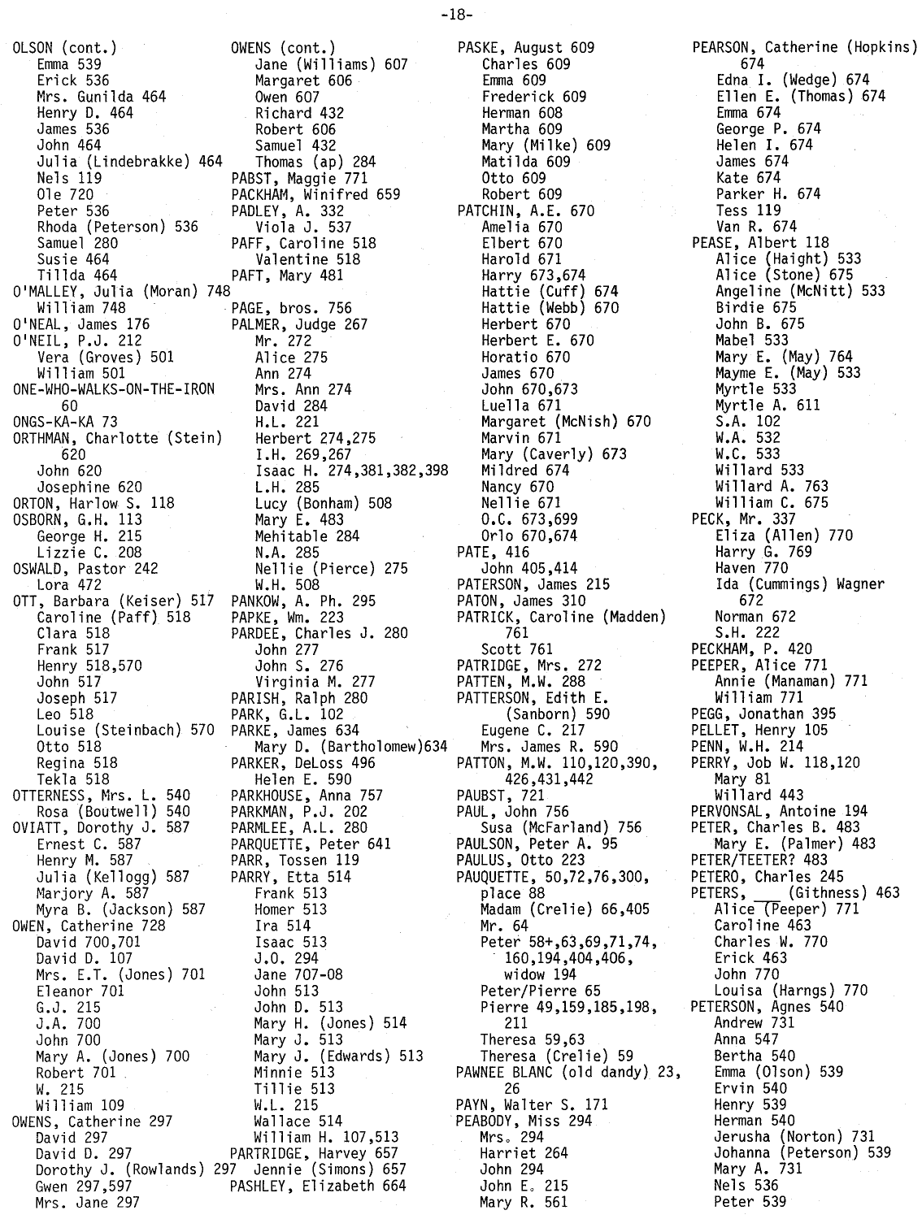OLSON (cont.)
   Emma 539
   Erick 536
   Mrs. Gunilda 464
   Henry D. 464
   James 536
   John 464
   Julia (Lindebrakke) 464
   Nels 119
   Ole 720
   Peter 536
   Rhoda (Peterson) 536
   Samuel 280
   Susie 464
   Tillda 464
O'MALLEY, Julia (Moran) 748
   William 748
O'NEAL, James 176
O'NEIL, P.J. 212
   Vera (Groves) 501
   William 501
ONE-WHO-WALKS-ON-THE-IRON
      60
ONGS-KA-KA 73
ORTHMAN, Charlotte (Stein)
      620
   John 620
   Josephine 620
ORTON, Harlow S. 118
OSBORN, G.H. 113
   George H. 215
   Lizzie C. 208
OSWALD, Pastor 242
   Lora 472
OTT, Barbara (Keiser) 517
   Caroline (Paff) 518
   Clara 518
   Frank 517
   Henry 518,570
   John 517
   Joseph 517
   Leo 518
   Louise (Steinbach) 570
   Otto 518
   Regina 518
   Tekla 518
OTTERNESS, Mrs. L. 540
   Rosa (Boutwell) 540
OVIATT, Dorothy J. 587
   Ernest C. 587
   Henry M. 587
   Julia (Kellogg) 587
   Marjory A. 587
   Myra B. (Jackson) 587
OWEN, Catherine 728
   David 700,701
   David D. 107
   Mrs. E.T. (Jones) 701
   Eleanor 701
   G.J. 215
   J.A. 700
   John 700
   Mary A. (Jones) 700
   Robert 701
   W. 215
   William 109
OWENS, Catherine 297
   David 297
   David D. 297
   Dorothy J. (Rowlands) 297
   Gwen 297,597
   Mrs. Jane 297

OWENS (cont.)
   Jane (Williams) 607
   Margaret 606
   Owen 607
   Richard 432
   Robert 606
   Samuel 432
   Thomas (ap) 284
PABST, Maggie 771
PACKHAM, Winifred 659
PADLEY, A. 332
   Viola J. 537
PAFF, Caroline 518
   Valentine 518
PAFT, Mary 481
PAGE, bros. 756
PALMER, Judge 267
   Mr. 272
   Alice 275
   Ann 274
   Mrs. Ann 274
   David 284
   H.L. 221
   Herbert 274,275
   I.H. 269,267
   Isaac H. 274,381,382,398
   L.H. 285
   Lucy (Bonham) 508
   Mary E. 483
   Mehitable 284
   N.A. 285
   Nellie (Pierce) 275
   W.H. 508
PANKOW, A. Ph. 295
PAPKE, Wm. 223
PARDEE, Charles J. 280
   John 277
   John S. 276
   Virginia M. 277
PARISH, Ralph 280
PARK, G.L. 102
PARKE, James 634
   Mary D. (Bartholomew)634
PARKER, DeLoss 496
   Helen E. 590
PARKHOUSE, Anna 757
PARKMAN, P.J. 202
PARMLEE, A.L. 280
PARQUETTE, Peter 641
PARR, Tossen 119
PARRY, Etta 514
   Frank 513
   Homer 513
   Ira 514
   Isaac 513
   J.O. 294
   Jane 707-08
   John 513
   John D. 513
   Mary H. (Jones) 514
   Mary J. 513
   Mary J. (Edwards) 513
   Minnie 513
   Tillie 513
   W.L. 215
   Wallace 514
   William H. 107,513
PARTRIDGE, Harvey 657
   Jennie (Simons) 657
PASHLEY, Elizabeth 664

PASKE, August 609
   Charles 609
   Emma 609
   Frederick 609
   Herman 608
   Martha 609
   Mary (Milke) 609
   Matilda 609
   Otto 609
   Robert 609
PATCHIN, A.E. 670
   Amelia 670
   Elbert 670
   Harold 671
   Harry 673,674
   Hattie (Cuff) 674
   Hattie (Webb) 670
   Herbert 670
   Herbert E. 670
   Horatio 670
   James 670
   John 670,673
   Luella 671
   Margaret (McNish) 670
   Marvin 671
   Mary (Caverly) 673
   Mildred 674
   Nancy 670
   Nellie 671
   O.C. 673,699
   Orlo 670,674
PATE, 416
   John 405,414
PATERSON, James 215
PATON, James 310
PATRICK, Caroline (Madden)
      761
   Scott 761
PATRIDGE, Mrs. 272
PATTEN, M.W. 288
PATTERSON, Edith E.
      (Sanborn) 590
   Eugene C. 217
   Mrs. James R. 590
PATTON, M.W. 110,120,390,
      426,431,442
PAUBST, 721
PAUL, John 756
   Susa (McFarland) 756
PAULSON, Peter A. 95
PAULUS, Otto 223
PAUQUETTE, 50,72,76,300,
   place 88
   Madam (Crelie) 66,405
   Mr. 64
   Peter 58+,63,69,71,74,
      160,194,404,406,
      widow 194
   Peter/Pierre 65
   Pierre 49,159,185,198,
      211
   Theresa 59,63
   Theresa (Crelie) 59
PAWNEE BLANC (old dandy) 23,
      26
PAYN, Walter S. 171
PEABODY, Miss 294
   Mrs. 294
   Harriet 264
   John 294
   John E. 215
   Mary R. 561

PEARSON, Catherine (Hopkins)
      674
   Edna I. (Wedge) 674
   Ellen E. (Thomas) 674
   Emma 674
   George P. 674
   Helen I. 674
   James 674
   Kate 674
   Parker H. 674
   Tess 119
   Van R. 674
PEASE, Albert 118
   Alice (Haight) 533
   Alice (Stone) 675
   Angeline (McNitt) 533
   Birdie 675
   John B. 675
   Mabel 533
   Mary E. (May) 764
   Mayme E. (May) 533
   Myrtle 533
   Myrtle A. 611
   S.A. 102
   W.A. 532
   W.C. 533
   Willard 533
   Willard A. 763
   William C. 675
PECK, Mr. 337
   Eliza (Allen) 770
   Harry G. 769
   Haven 770
   Ida (Cummings) Wagner
      672
   Norman 672
   S.H. 222
PECKHAM, P. 420
PEEPER, Alice 771
   Annie (Manaman) 771
   William 771
PEGG, Jonathan 395
PELLET, Henry 105
PENN, W.H. 214
PERRY, Job W. 118,120
   Mary 81
   Willard 443
PERVONSAL, Antoine 194
PETER, Charles B. 483
   Mary E. (Palmer) 483
PETER/TEETER? 483
PETERO, Charles 245
PETERS, ___ (Githness) 463
   Alice (Peeper) 771
   Caroline 463
   Charles W. 770
   Erick 463
   John 770
   Louisa (Harngs) 770
PETERSON, Agnes 540
   Andrew 731
   Anna 547
   Bertha 540
   Emma (Olson) 539
   Ervin 540
   Henry 539
   Herman 540
   Jerusha (Norton) 731
   Johanna (Peterson) 539
   Mary A. 731
   Nels 536
   Peter 539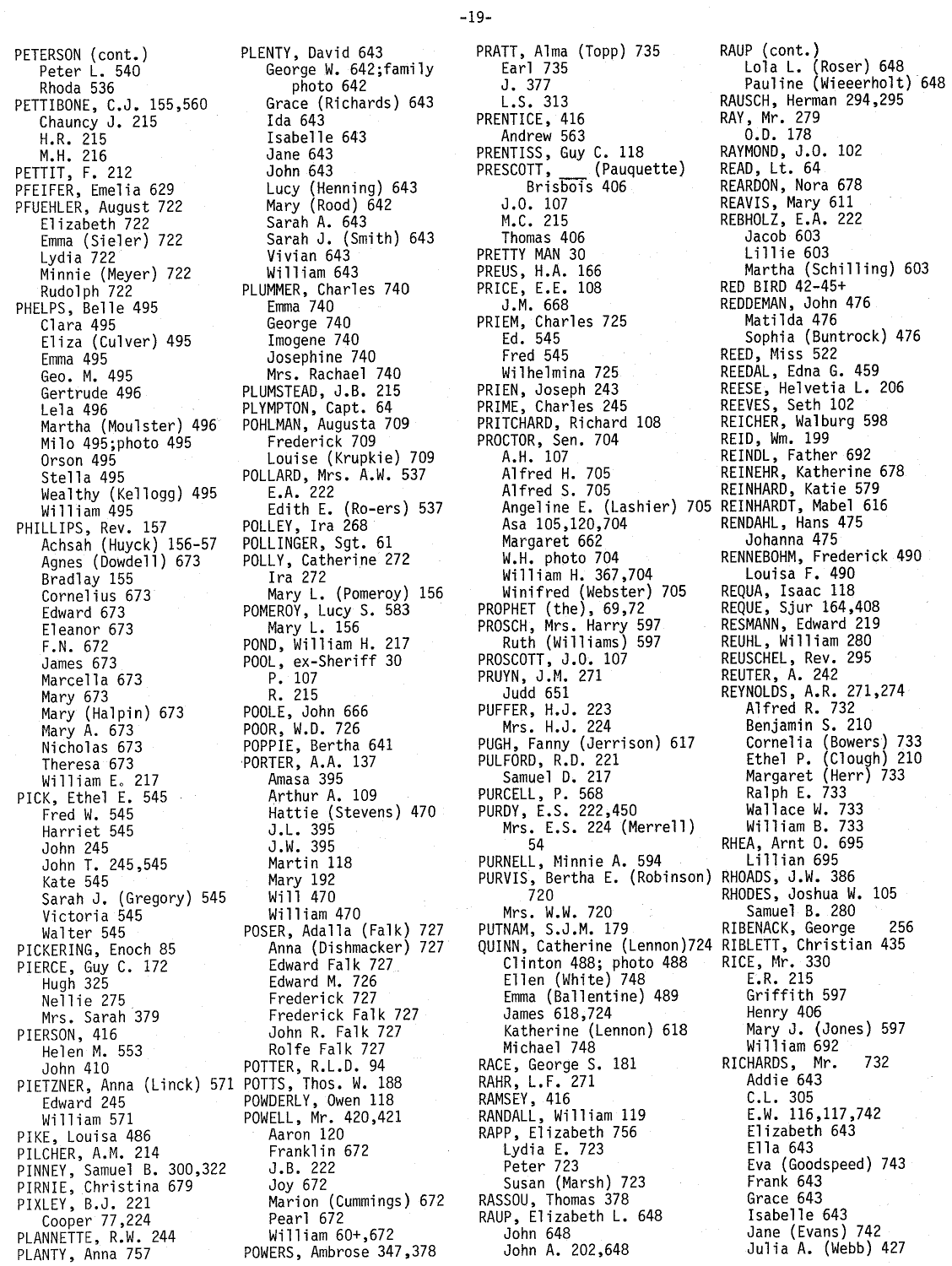PETERSON (cont.)
  Peter L. 540
  Rhoda 536
PETTIBONE, C.J. 155,560
  Chauncy J. 215
  H.R. 215
  M.H. 216
PETTIT, F. 212
PFEIFER, Emelia 629
PFUEHLER, August 722
  Elizabeth 722
  Emma (Sieler) 722
  Lydia 722
  Minnie (Meyer) 722
  Rudolph 722
PHELPS, Belle 495
  Clara 495
  Eliza (Culver) 495
  Emma 495
  Geo. M. 495
  Gertrude 496
  Lela 496
  Martha (Moulster) 496
  Milo 495;photo 495
  Orson 495
  Stella 495
  Wealthy (Kellogg) 495
  William 495
PHILLIPS, Rev. 157
  Achsah (Huyck) 156-57
  Agnes (Dowdell) 673
  Bradlay 155
  Cornelius 673
  Edward 673
  Eleanor 673
  F.N. 672
  James 673
  Marcella 673
  Mary 673
  Mary (Halpin) 673
  Mary A. 673
  Nicholas 673
  Theresa 673
  William E. 217
PICK, Ethel E. 545
  Fred W. 545
  Harriet 545
  John 245
  John T. 245,545
  Kate 545
  Sarah J. (Gregory) 545
  Victoria 545
  Walter 545
PICKERING, Enoch 85
PIERCE, Guy C. 172
  Hugh 325
  Nellie 275
  Mrs. Sarah 379
PIERSON, 416
  Helen M. 553
  John 410
PIETZNER, Anna (Linck) 571
  Edward 245
  William 571
PIKE, Louisa 486
PILCHER, A.M. 214
PINNEY, Samuel B. 300,322
PIRNIE, Christina 679
PIXLEY, B.J. 221
  Cooper 77,224
PLANNETTE, R.W. 244
PLANTY, Anna 757
PLENTY, David 643
  George W. 642;family photo 642
  Grace (Richards) 643
  Ida 643
  Isabelle 643
  Jane 643
  John 643
  Lucy (Henning) 643
  Mary (Rood) 642
  Sarah A. 643
  Sarah J. (Smith) 643
  Vivian 643
  William 643
PLUMMER, Charles 740
  Emma 740
  George 740
  Imogene 740
  Josephine 740
  Mrs. Rachael 740
PLUMSTEAD, J.B. 215
PLYMPTON, Capt. 64
POHLMAN, Augusta 709
  Frederick 709
  Louise (Krupkie) 709
POLLARD, Mrs. A.W. 537
  E.A. 222
  Edith E. (Ro-ers) 537
POLLEY, Ira 268
POLLINGER, Sgt. 61
POLLY, Catherine 272
  Ira 272
  Mary L. (Pomeroy) 156
POMEROY, Lucy S. 583
  Mary L. 156
POND, William H. 217
POOL, ex-Sheriff 30
  P. 107
  R. 215
POOLE, John 666
POOR, W.D. 726
POPPIE, Bertha 641
PORTER, A.A. 137
  Amasa 395
  Arthur A. 109
  Hattie (Stevens) 470
  J.L. 395
  J.W. 395
  Martin 118
  Mary 192
  Will 470
  William 470
POSER, Adalla (Falk) 727
  Anna (Dishmacker) 727
  Edward Falk 727
  Edward M. 726
  Frederick 727
  Frederick Falk 727
  John R. Falk 727
  Rolfe Falk 727
POTTER, R.L.D. 94
POTTS, Thos. W. 188
POWDERLY, Owen 118
POWELL, Mr. 420,421
  Aaron 120
  Franklin 672
  J.B. 222
  Joy 672
  Marion (Cummings) 672
  Pearl 672
  William 60+,672
POWERS, Ambrose 347,378
PRATT, Alma (Topp) 735
  Earl 735
  J. 377
  L.S. 313
PRENTICE, 416
  Andrew 563
PRENTISS, Guy C. 118
PRESCOTT, ___ (Pauquette) Brisbois 406
  J.O. 107
  M.C. 215
  Thomas 406
PRETTY MAN 30
PREUS, H.A. 166
PRICE, E.E. 108
  J.M. 668
PRIEM, Charles 725
  Ed. 545
  Fred 545
  Wilhelmina 725
PRIEN, Joseph 243
PRIME, Charles 245
PRITCHARD, Richard 108
PROCTOR, Sen. 704
  A.H. 107
  Alfred H. 705
  Alfred S. 705
  Angeline E. (Lashier) 705
  Asa 105,120,704
  Margaret 662
  W.H. photo 704
  William H. 367,704
  Winifred (Webster) 705
PROPHET (the), 69,72
PROSCH, Mrs. Harry 597
  Ruth (Williams) 597
PROSCOTT, J.O. 107
PRUYN, J.M. 271
  Judd 651
PUFFER, H.J. 223
  Mrs. H.J. 224
PUGH, Fanny (Jerrison) 617
PULFORD, R.D. 221
  Samuel D. 217
PURCELL, P. 568
PURDY, E.S. 222,450
  Mrs. E.S. 224 (Merrell) 54
PURNELL, Minnie A. 594
PURVIS, Bertha E. (Robinson) 720
  Mrs. W.W. 720
PUTNAM, S.J.M. 179
QUINN, Catherine (Lennon)724
  Clinton 488; photo 488
  Ellen (White) 748
  Emma (Ballentine) 489
  James 618,724
  Katherine (Lennon) 618
  Michael 748
RACE, George S. 181
RAHR, L.F. 271
RAMSEY, 416
RANDALL, William 119
RAPP, Elizabeth 756
  Lydia E. 723
  Peter 723
  Susan (Marsh) 723
RASSOU, Thomas 378
RAUP, Elizabeth L. 648
  John 648
  John A. 202,648
RAUP (cont.)
  Lola L. (Roser) 648
  Pauline (Wieeerholt) 648
RAUSCH, Herman 294,295
RAY, Mr. 279
  O.D. 178
RAYMOND, J.O. 102
READ, Lt. 64
REARDON, Nora 678
REAVIS, Mary 611
REBHOLZ, E.A. 222
  Jacob 603
  Lillie 603
  Martha (Schilling) 603
RED BIRD 42-45+
REDDEMAN, John 476
  Matilda 476
  Sophia (Buntrock) 476
REED, Miss 522
REEDAL, Edna G. 459
REESE, Helvetia L. 206
REEVES, Seth 102
REICHER, Walburg 598
REID, Wm. 199
REINDL, Father 692
REINEHR, Katherine 678
REINHARD, Katie 579
REINHARDT, Mabel 616
RENDAHL, Hans 475
  Johanna 475
RENNEBOHM, Frederick 490
  Louisa F. 490
REQUA, Isaac 118
REQUE, Sjur 164,408
RESMANN, Edward 219
REUHL, William 280
REUSCHEL, Rev. 295
REUTER, A. 242
REYNOLDS, A.R. 271,274
  Alfred R. 732
  Benjamin S. 210
  Cornelia (Bowers) 733
  Ethel P. (Clough) 210
  Margaret (Herr) 733
  Ralph E. 733
  Wallace W. 733
  William B. 733
RHEA, Arnt O. 695
  Lillian 695
RHOADS, J.W. 386
RHODES, Joshua W. 105
  Samuel B. 280
RIBENACK, George 256
RIBLETT, Christian 435
RICE, Mr. 330
  E.R. 215
  Griffith 597
  Henry 406
  Mary J. (Jones) 597
  William 692
RICHARDS, Mr. 732
  Addie 643
  C.L. 305
  E.W. 116,117,742
  Elizabeth 643
  Ella 643
  Eva (Goodspeed) 743
  Frank 643
  Grace 643
  Isabelle 643
  Jane (Evans) 742
  Julia A. (Webb) 427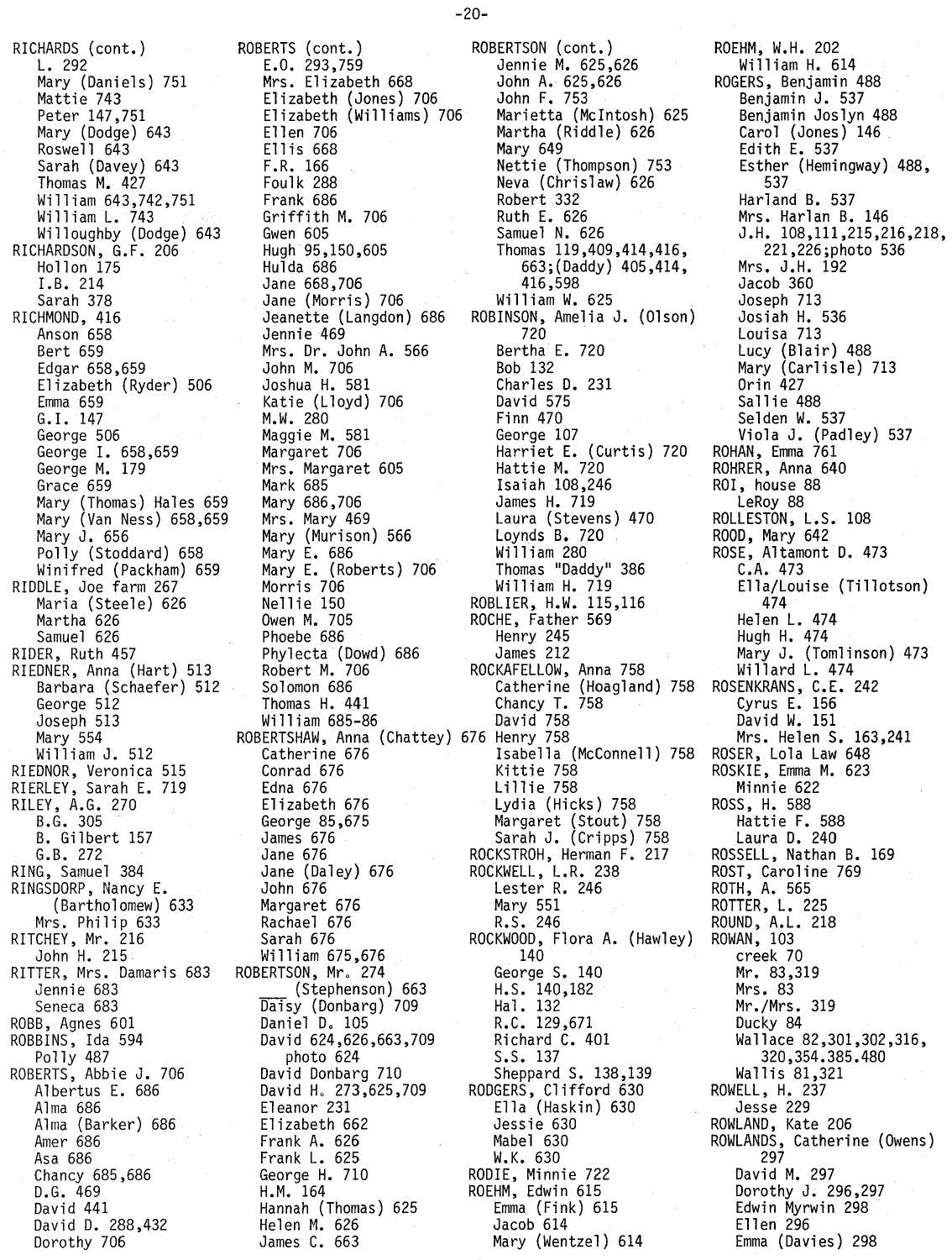RICHARDS (cont.)
L. 292
Mary (Daniels) 751
Mattie 743
Peter 147,751
Mary (Dodge) 643
Roswell 643
Sarah (Davey) 643
Thomas M. 427
William 643,742,751
William L. 743
Willoughby (Dodge) 643
RICHARDSON, G.F. 206
Hollon 175
I.B. 214
Sarah 378
RICHMOND, 416
Anson 658
Bert 659
Edgar 658,659
Elizabeth (Ryder) 506
Emma 659
G.I. 147
George 506
George I. 658,659
George M. 179
Grace 659
Mary (Thomas) Hales 659
Mary (Van Ness) 658,659
Mary J. 656
Polly (Stoddard) 658
Winifred (Packham) 659
RIDDLE, Joe farm 267
Maria (Steele) 626
Martha 626
Samuel 626
RIDER, Ruth 457
RIEDNER, Anna (Hart) 513
Barbara (Schaefer) 512
George 512
Joseph 513
Mary 554
William J. 512
RIEDNOR, Veronica 515
RIERLEY, Sarah E. 719
RILEY, A.G. 270
B.G. 305
B. Gilbert 157
G.B. 272
RING, Samuel 384
RINGSDORP, Nancy E.
(Bartholomew) 633
Mrs. Philip 633
RITCHEY, Mr. 216
John H. 215
RITTER, Mrs. Damaris 683
Jennie 683
Seneca 683
ROBB, Agnes 601
ROBBINS, Ida 594
Polly 487
ROBERTS, Abbie J. 706
Albertus E. 686
Alma 686
Alma (Barker) 686
Amer 686
Asa 686
Chancy 685,686
D.G. 469
David 441
David D. 288,432
Dorothy 706

ROBERTS (cont.)
E.O. 293,759
Mrs. Elizabeth 668
Elizabeth (Jones) 706
Elizabeth (Williams) 706
Ellen 706
Ellis 668
F.R. 166
Foulk 288
Frank 686
Griffith M. 706
Gwen 605
Hugh 95,150,605
Hulda 686
Jane 668,706
Jane (Morris) 706
Jeanette (Langdon) 686
Jennie 469
Mrs. Dr. John A. 566
John M. 706
Joshua H. 581
Katie (Lloyd) 706
M.W. 280
Maggie M. 581
Margaret 706
Mrs. Margaret 605
Mark 685
Mary 686,706
Mrs. Mary 469
Mary (Murison) 566
Mary E. 686
Mary E. (Roberts) 706
Morris 706
Nellie 150
Owen M. 705
Phoebe 686
Phylecta (Dowd) 686
Robert M. 706
Solomon 686
Thomas H. 441
William 685-86
ROBERTSHAW, Anna (Chattey) 676
Catherine 676
Conrad 676
Edna 676
Elizabeth 676
George 85,675
James 676
Jane 676
Jane (Daley) 676
John 676
Margaret 676
Rachael 676
Sarah 676
William 675,676
ROBERTSON, Mr. 274
___ (Stephenson) 663
Daisy (Donbarg) 709
Daniel D. 105
David 624,626,663,709
photo 624
David Donbarg 710
David H. 273,625,709
Eleanor 231
Elizabeth 662
Frank A. 626
Frank L. 625
George H. 710
H.M. 164
Hannah (Thomas) 625
Helen M. 626
James C. 663

ROBERTSON (cont.)
Jennie M. 625,626
John A. 625,626
John F. 753
Marietta (McIntosh) 625
Martha (Riddle) 626
Mary 649
Nettie (Thompson) 753
Neva (Chrislaw) 626
Robert 332
Ruth E. 626
Samuel N. 626
Thomas 119,409,414,416,
663;(Daddy) 405,414,
416,598
William W. 625
ROBINSON, Amelia J. (Olson)
720
Bertha E. 720
Bob 132
Charles D. 231
David 575
Finn 470
George 107
Harriet E. (Curtis) 720
Hattie M. 720
Isaiah 108,246
James H. 719
Laura (Stevens) 470
Loynds B. 720
William 280
Thomas "Daddy" 386
William H. 719
ROBLIER, H.W. 115,116
ROCHE, Father 569
Henry 245
James 212
ROCKAFELLOW, Anna 758
Catherine (Hoagland) 758
Chancy T. 758
David 758
Henry 758
Isabella (McConnell) 758
Kittie 758
Lillie 758
Lydia (Hicks) 758
Margaret (Stout) 758
Sarah J. (Cripps) 758
ROCKSTROH, Herman F. 217
ROCKWELL, L.R. 238
Lester R. 246
Mary 551
R.S. 246
ROCKWOOD, Flora A. (Hawley)
140
George S. 140
H.S. 140,182
Hal. 132
R.C. 129,671
Richard C. 401
S.S. 137
Sheppard S. 138,139
RODGERS, Clifford 630
Ella (Haskin) 630
Jessie 630
Mabel 630
W.K. 630
RODIE, Minnie 722
ROEHM, Edwin 615
Emma (Fink) 615
Jacob 614
Mary (Wentzel) 614

ROEHM, W.H. 202
William H. 614
ROGERS, Benjamin 488
Benjamin J. 537
Benjamin Joslyn 488
Carol (Jones) 146
Edith E. 537
Esther (Hemingway) 488,
537
Harland B. 537
Mrs. Harlan B. 146
J.H. 108,111,215,216,218,
221,226;photo 536
Mrs. J.H. 192
Jacob 360
Joseph 713
Josiah H. 536
Louisa 713
Lucy (Blair) 488
Mary (Carlisle) 713
Orin 427
Sallie 488
Selden W. 537
Viola J. (Padley) 537
ROHAN, Emma 761
ROHRER, Anna 640
ROI, house 88
LeRoy 88
ROLLESTON, L.S. 108
ROOD, Mary 642
ROSE, Altamont D. 473
C.A. 473
Ella/Louise (Tillotson)
474
Helen L. 474
Hugh H. 474
Mary J. (Tomlinson) 473
Willard L. 474
ROSENKRANS, C.E. 242
Cyrus E. 156
David W. 151
Mrs. Helen S. 163,241
ROSER, Lola Law 648
ROSKIE, Emma M. 623
Minnie 622
ROSS, H. 588
Hattie F. 588
Laura D. 240
ROSSELL, Nathan B. 169
ROST, Caroline 769
ROTH, A. 565
ROTTER, L. 225
ROUND, A.L. 218
ROWAN, 103
creek 70
Mr. 83,319
Mrs. 83
Mr./Mrs. 319
Ducky 84
Wallace 82,301,302,316,
320,354.385.480
Wallis 81,321
ROWELL, H. 237
Jesse 229
ROWLAND, Kate 206
ROWLANDS, Catherine (Owens)
297
David M. 297
Dorothy J. 296,297
Edwin Myrwin 298
Ellen 296
Emma (Davies) 298